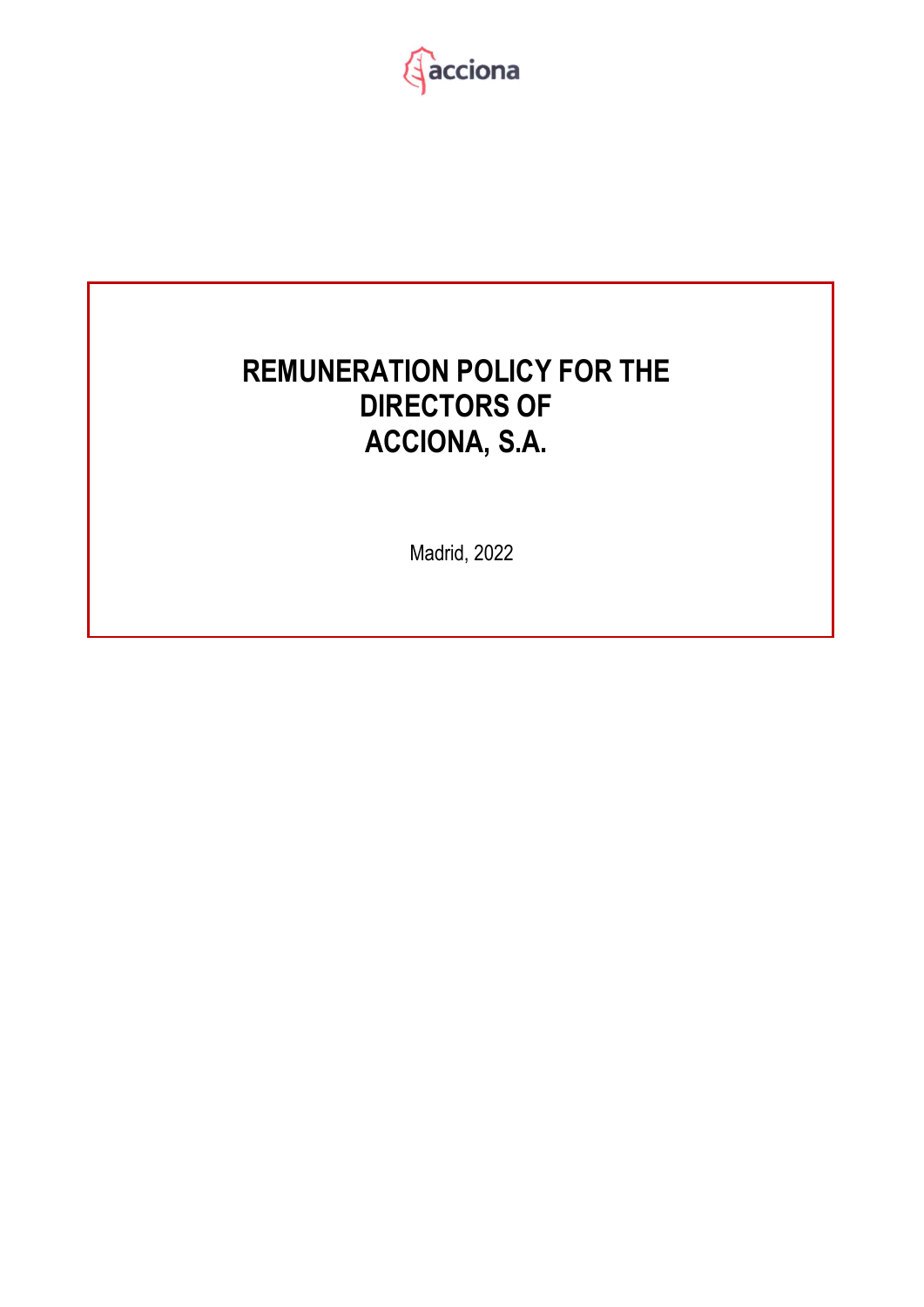acciona

# REMUNERATION POLICY FOR THE DIRECTORS OF ACCIONA, S.A.

Madrid, 2022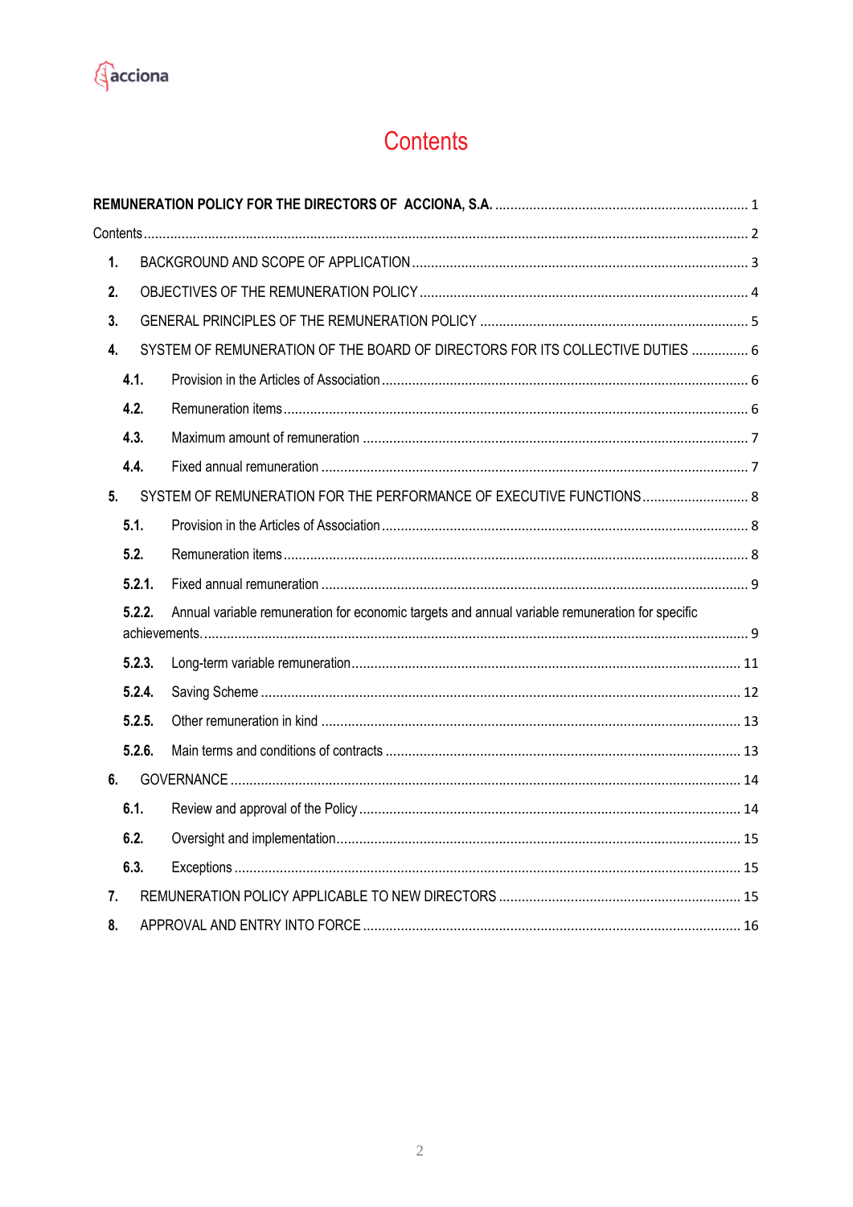# Contents

**REMUNERATION POLICY FOR THE DIRECTORS OF ACCIONA, S.A.** .......... 1

Contents .......... 2

1. BACKGROUND AND SCOPE OF APPLICATION .......... 3
2. OBJECTIVES OF THE REMUNERATION POLICY .......... 4
3. GENERAL PRINCIPLES OF THE REMUNERATION POLICY .......... 5
4. SYSTEM OF REMUNERATION OF THE BOARD OF DIRECTORS FOR ITS COLLECTIVE DUTIES .......... 6
   - **4.1.** Provision in the Articles of Association .......... 6
   - **4.2.** Remuneration items .......... 6
   - **4.3.** Maximum amount of remuneration .......... 7
   - **4.4.** Fixed annual remuneration .......... 7
5. SYSTEM OF REMUNERATION FOR THE PERFORMANCE OF EXECUTIVE FUNCTIONS .......... 8
   - **5.1.** Provision in the Articles of Association .......... 8
   - **5.2.** Remuneration items .......... 8
   - **5.2.1.** Fixed annual remuneration .......... 9
   - **5.2.2.** Annual variable remuneration for economic targets and annual variable remuneration for specific achievements. .......... 9
   - **5.2.3.** Long-term variable remuneration .......... 11
   - **5.2.4.** Saving Scheme .......... 12
   - **5.2.5.** Other remuneration in kind .......... 13
   - **5.2.6.** Main terms and conditions of contracts .......... 13
6. GOVERNANCE .......... 14
   - **6.1.** Review and approval of the Policy .......... 14
   - **6.2.** Oversight and implementation .......... 15
   - **6.3.** Exceptions .......... 15
7. REMUNERATION POLICY APPLICABLE TO NEW DIRECTORS .......... 15
8. APPROVAL AND ENTRY INTO FORCE .......... 16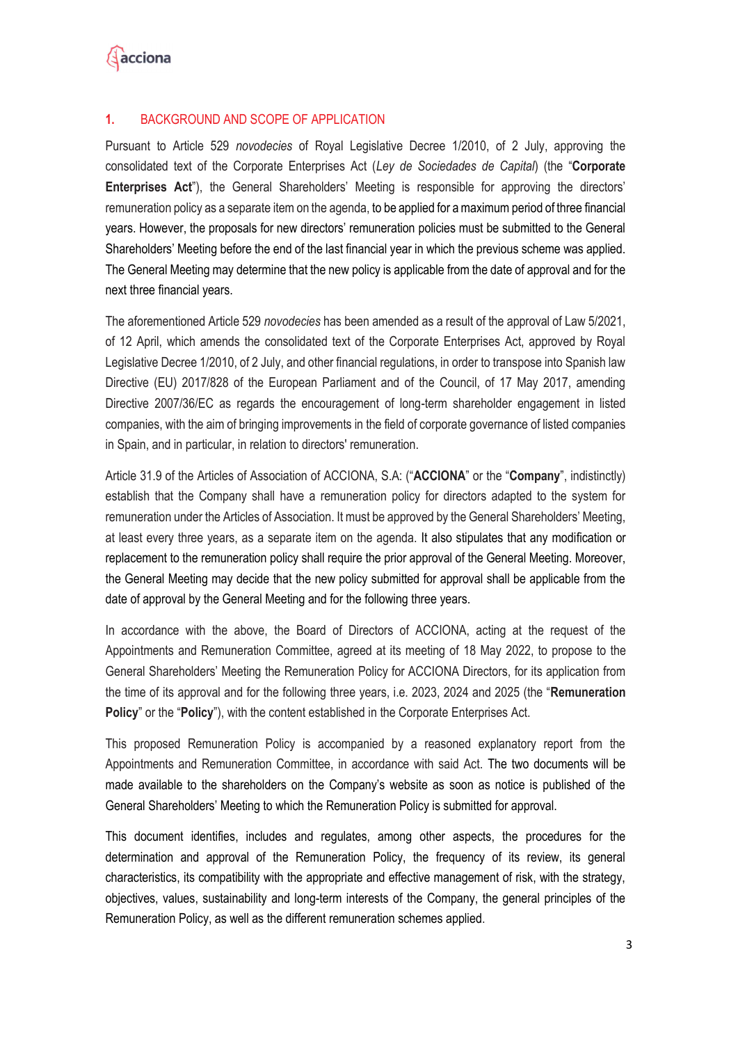## 1. BACKGROUND AND SCOPE OF APPLICATION

Pursuant to Article 529 *novodecies* of Royal Legislative Decree 1/2010, of 2 July, approving the consolidated text of the Corporate Enterprises Act (*Ley de Sociedades de Capital*) (the "**Corporate Enterprises Act**"), the General Shareholders' Meeting is responsible for approving the directors' remuneration policy as a separate item on the agenda, to be applied for a maximum period of three financial years. However, the proposals for new directors' remuneration policies must be submitted to the General Shareholders' Meeting before the end of the last financial year in which the previous scheme was applied. The General Meeting may determine that the new policy is applicable from the date of approval and for the next three financial years.

The aforementioned Article 529 *novodecies* has been amended as a result of the approval of Law 5/2021, of 12 April, which amends the consolidated text of the Corporate Enterprises Act, approved by Royal Legislative Decree 1/2010, of 2 July, and other financial regulations, in order to transpose into Spanish law Directive (EU) 2017/828 of the European Parliament and of the Council, of 17 May 2017, amending Directive 2007/36/EC as regards the encouragement of long-term shareholder engagement in listed companies, with the aim of bringing improvements in the field of corporate governance of listed companies in Spain, and in particular, in relation to directors' remuneration.

Article 31.9 of the Articles of Association of ACCIONA, S.A: ("**ACCIONA**" or the "**Company**", indistinctly) establish that the Company shall have a remuneration policy for directors adapted to the system for remuneration under the Articles of Association. It must be approved by the General Shareholders' Meeting, at least every three years, as a separate item on the agenda. It also stipulates that any modification or replacement to the remuneration policy shall require the prior approval of the General Meeting. Moreover, the General Meeting may decide that the new policy submitted for approval shall be applicable from the date of approval by the General Meeting and for the following three years.

In accordance with the above, the Board of Directors of ACCIONA, acting at the request of the Appointments and Remuneration Committee, agreed at its meeting of 18 May 2022, to propose to the General Shareholders' Meeting the Remuneration Policy for ACCIONA Directors, for its application from the time of its approval and for the following three years, i.e. 2023, 2024 and 2025 (the "**Remuneration Policy**" or the "**Policy**"), with the content established in the Corporate Enterprises Act.

This proposed Remuneration Policy is accompanied by a reasoned explanatory report from the Appointments and Remuneration Committee, in accordance with said Act. The two documents will be made available to the shareholders on the Company's website as soon as notice is published of the General Shareholders' Meeting to which the Remuneration Policy is submitted for approval.

This document identifies, includes and regulates, among other aspects, the procedures for the determination and approval of the Remuneration Policy, the frequency of its review, its general characteristics, its compatibility with the appropriate and effective management of risk, with the strategy, objectives, values, sustainability and long-term interests of the Company, the general principles of the Remuneration Policy, as well as the different remuneration schemes applied.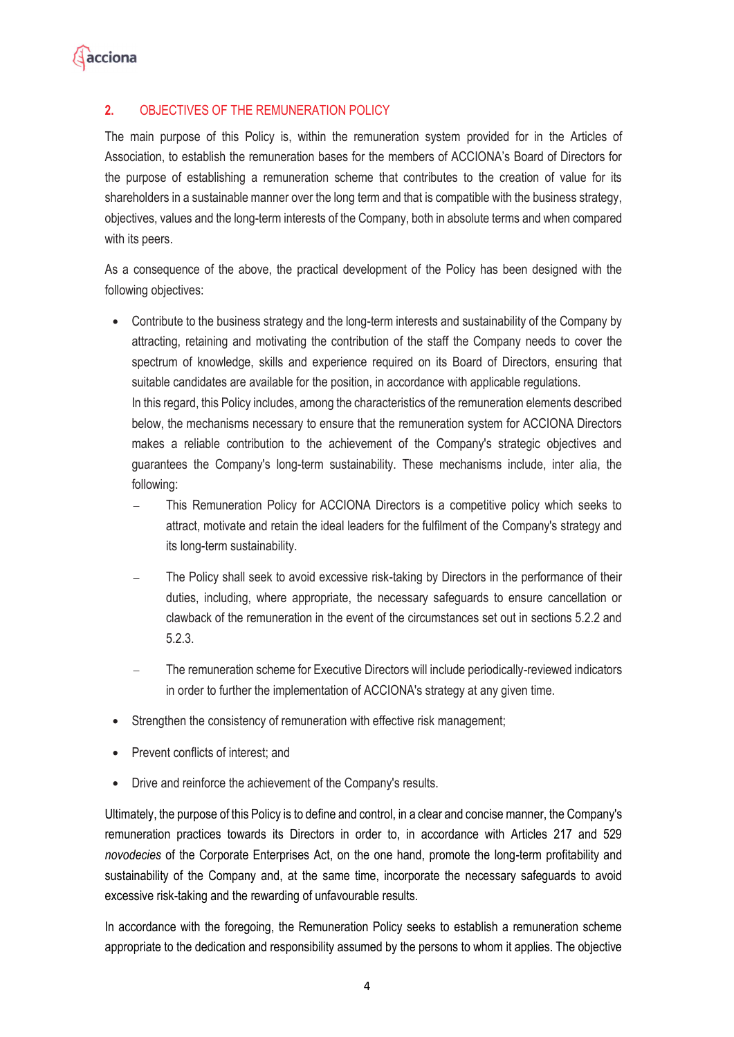## 2. OBJECTIVES OF THE REMUNERATION POLICY

The main purpose of this Policy is, within the remuneration system provided for in the Articles of Association, to establish the remuneration bases for the members of ACCIONA's Board of Directors for the purpose of establishing a remuneration scheme that contributes to the creation of value for its shareholders in a sustainable manner over the long term and that is compatible with the business strategy, objectives, values and the long-term interests of the Company, both in absolute terms and when compared with its peers.

As a consequence of the above, the practical development of the Policy has been designed with the following objectives:

- Contribute to the business strategy and the long-term interests and sustainability of the Company by attracting, retaining and motivating the contribution of the staff the Company needs to cover the spectrum of knowledge, skills and experience required on its Board of Directors, ensuring that suitable candidates are available for the position, in accordance with applicable regulations.
  In this regard, this Policy includes, among the characteristics of the remuneration elements described below, the mechanisms necessary to ensure that the remuneration system for ACCIONA Directors makes a reliable contribution to the achievement of the Company's strategic objectives and guarantees the Company's long-term sustainability. These mechanisms include, inter alia, the following:
  - This Remuneration Policy for ACCIONA Directors is a competitive policy which seeks to attract, motivate and retain the ideal leaders for the fulfilment of the Company's strategy and its long-term sustainability.
  - The Policy shall seek to avoid excessive risk-taking by Directors in the performance of their duties, including, where appropriate, the necessary safeguards to ensure cancellation or clawback of the remuneration in the event of the circumstances set out in sections 5.2.2 and 5.2.3.
  - The remuneration scheme for Executive Directors will include periodically-reviewed indicators in order to further the implementation of ACCIONA's strategy at any given time.
- Strengthen the consistency of remuneration with effective risk management;
- Prevent conflicts of interest; and
- Drive and reinforce the achievement of the Company's results.

Ultimately, the purpose of this Policy is to define and control, in a clear and concise manner, the Company's remuneration practices towards its Directors in order to, in accordance with Articles 217 and 529 *novodecies* of the Corporate Enterprises Act, on the one hand, promote the long-term profitability and sustainability of the Company and, at the same time, incorporate the necessary safeguards to avoid excessive risk-taking and the rewarding of unfavourable results.

In accordance with the foregoing, the Remuneration Policy seeks to establish a remuneration scheme appropriate to the dedication and responsibility assumed by the persons to whom it applies. The objective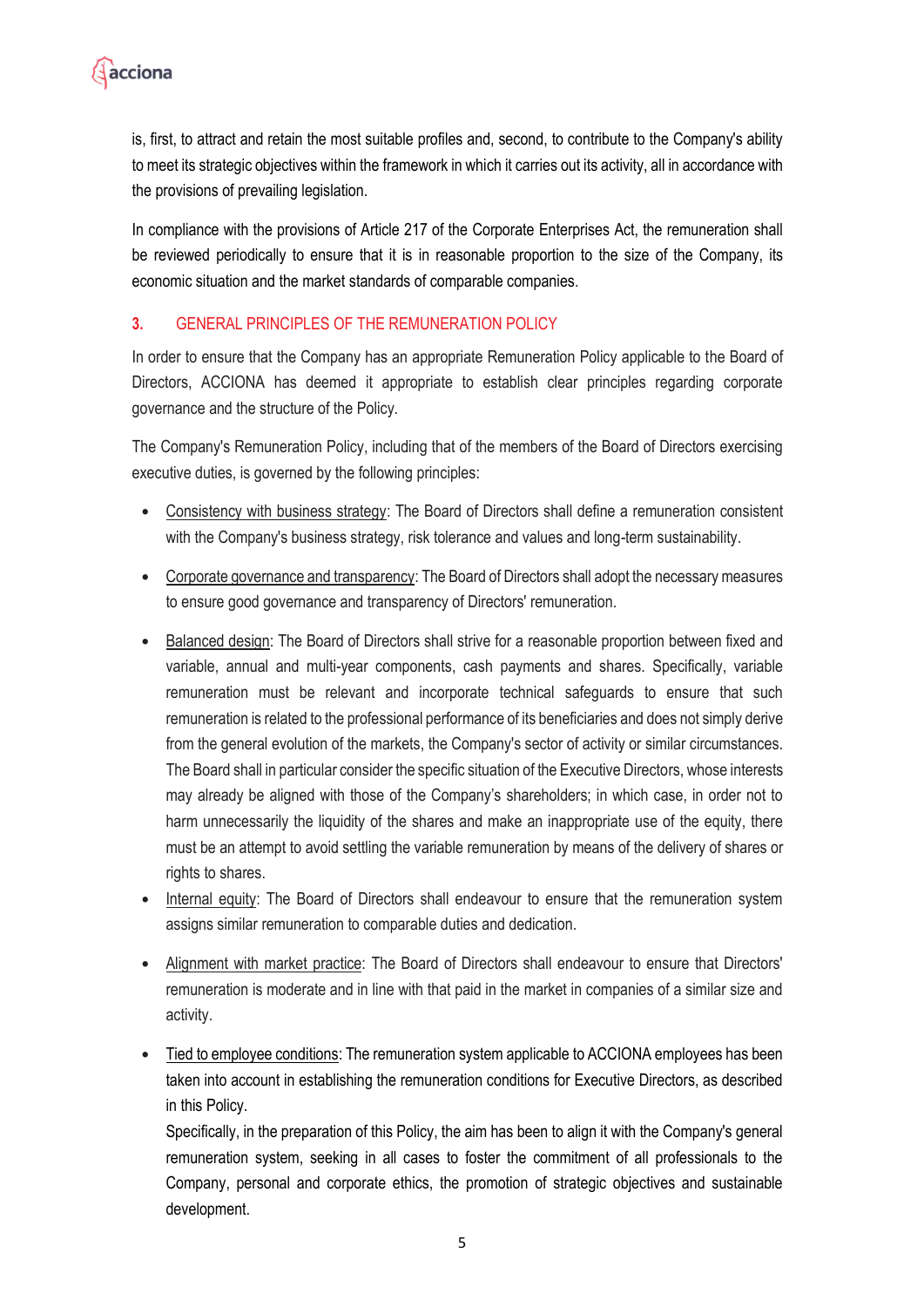is, first, to attract and retain the most suitable profiles and, second, to contribute to the Company's ability to meet its strategic objectives within the framework in which it carries out its activity, all in accordance with the provisions of prevailing legislation.

In compliance with the provisions of Article 217 of the Corporate Enterprises Act, the remuneration shall be reviewed periodically to ensure that it is in reasonable proportion to the size of the Company, its economic situation and the market standards of comparable companies.

## 3. GENERAL PRINCIPLES OF THE REMUNERATION POLICY

In order to ensure that the Company has an appropriate Remuneration Policy applicable to the Board of Directors, ACCIONA has deemed it appropriate to establish clear principles regarding corporate governance and the structure of the Policy.

The Company's Remuneration Policy, including that of the members of the Board of Directors exercising executive duties, is governed by the following principles:

- Consistency with business strategy: The Board of Directors shall define a remuneration consistent with the Company's business strategy, risk tolerance and values and long-term sustainability.
- Corporate governance and transparency: The Board of Directors shall adopt the necessary measures to ensure good governance and transparency of Directors' remuneration.
- Balanced design: The Board of Directors shall strive for a reasonable proportion between fixed and variable, annual and multi-year components, cash payments and shares. Specifically, variable remuneration must be relevant and incorporate technical safeguards to ensure that such remuneration is related to the professional performance of its beneficiaries and does not simply derive from the general evolution of the markets, the Company's sector of activity or similar circumstances. The Board shall in particular consider the specific situation of the Executive Directors, whose interests may already be aligned with those of the Company's shareholders; in which case, in order not to harm unnecessarily the liquidity of the shares and make an inappropriate use of the equity, there must be an attempt to avoid settling the variable remuneration by means of the delivery of shares or rights to shares.
- Internal equity: The Board of Directors shall endeavour to ensure that the remuneration system assigns similar remuneration to comparable duties and dedication.
- Alignment with market practice: The Board of Directors shall endeavour to ensure that Directors' remuneration is moderate and in line with that paid in the market in companies of a similar size and activity.
- Tied to employee conditions: The remuneration system applicable to ACCIONA employees has been taken into account in establishing the remuneration conditions for Executive Directors, as described in this Policy.
  Specifically, in the preparation of this Policy, the aim has been to align it with the Company's general remuneration system, seeking in all cases to foster the commitment of all professionals to the Company, personal and corporate ethics, the promotion of strategic objectives and sustainable development.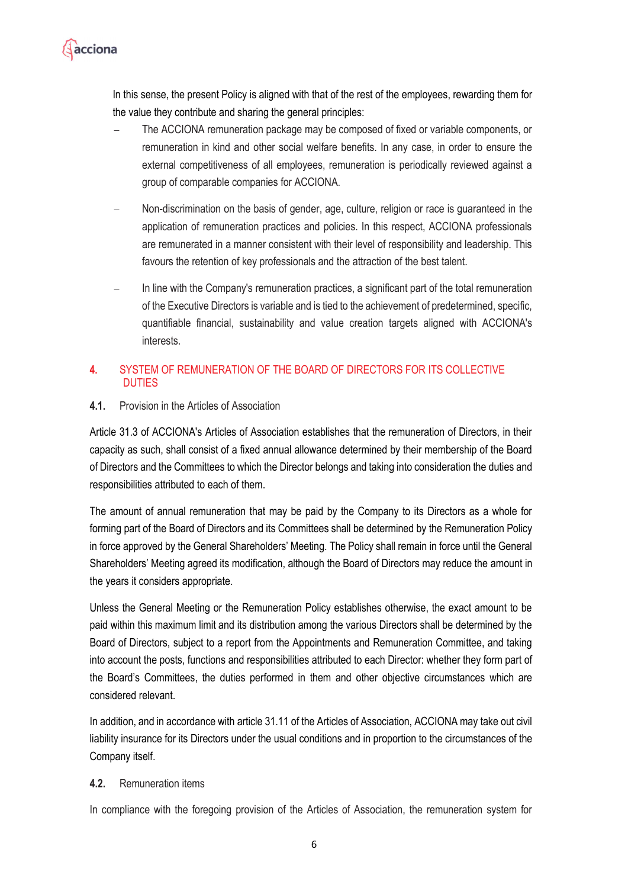In this sense, the present Policy is aligned with that of the rest of the employees, rewarding them for the value they contribute and sharing the general principles:

- The ACCIONA remuneration package may be composed of fixed or variable components, or remuneration in kind and other social welfare benefits. In any case, in order to ensure the external competitiveness of all employees, remuneration is periodically reviewed against a group of comparable companies for ACCIONA.

- Non-discrimination on the basis of gender, age, culture, religion or race is guaranteed in the application of remuneration practices and policies. In this respect, ACCIONA professionals are remunerated in a manner consistent with their level of responsibility and leadership. This favours the retention of key professionals and the attraction of the best talent.

- In line with the Company's remuneration practices, a significant part of the total remuneration of the Executive Directors is variable and is tied to the achievement of predetermined, specific, quantifiable financial, sustainability and value creation targets aligned with ACCIONA's interests.

## 4. SYSTEM OF REMUNERATION OF THE BOARD OF DIRECTORS FOR ITS COLLECTIVE DUTIES

### 4.1. Provision in the Articles of Association

Article 31.3 of ACCIONA's Articles of Association establishes that the remuneration of Directors, in their capacity as such, shall consist of a fixed annual allowance determined by their membership of the Board of Directors and the Committees to which the Director belongs and taking into consideration the duties and responsibilities attributed to each of them.

The amount of annual remuneration that may be paid by the Company to its Directors as a whole for forming part of the Board of Directors and its Committees shall be determined by the Remuneration Policy in force approved by the General Shareholders' Meeting. The Policy shall remain in force until the General Shareholders' Meeting agreed its modification, although the Board of Directors may reduce the amount in the years it considers appropriate.

Unless the General Meeting or the Remuneration Policy establishes otherwise, the exact amount to be paid within this maximum limit and its distribution among the various Directors shall be determined by the Board of Directors, subject to a report from the Appointments and Remuneration Committee, and taking into account the posts, functions and responsibilities attributed to each Director: whether they form part of the Board's Committees, the duties performed in them and other objective circumstances which are considered relevant.

In addition, and in accordance with article 31.11 of the Articles of Association, ACCIONA may take out civil liability insurance for its Directors under the usual conditions and in proportion to the circumstances of the Company itself.

### 4.2. Remuneration items

In compliance with the foregoing provision of the Articles of Association, the remuneration system for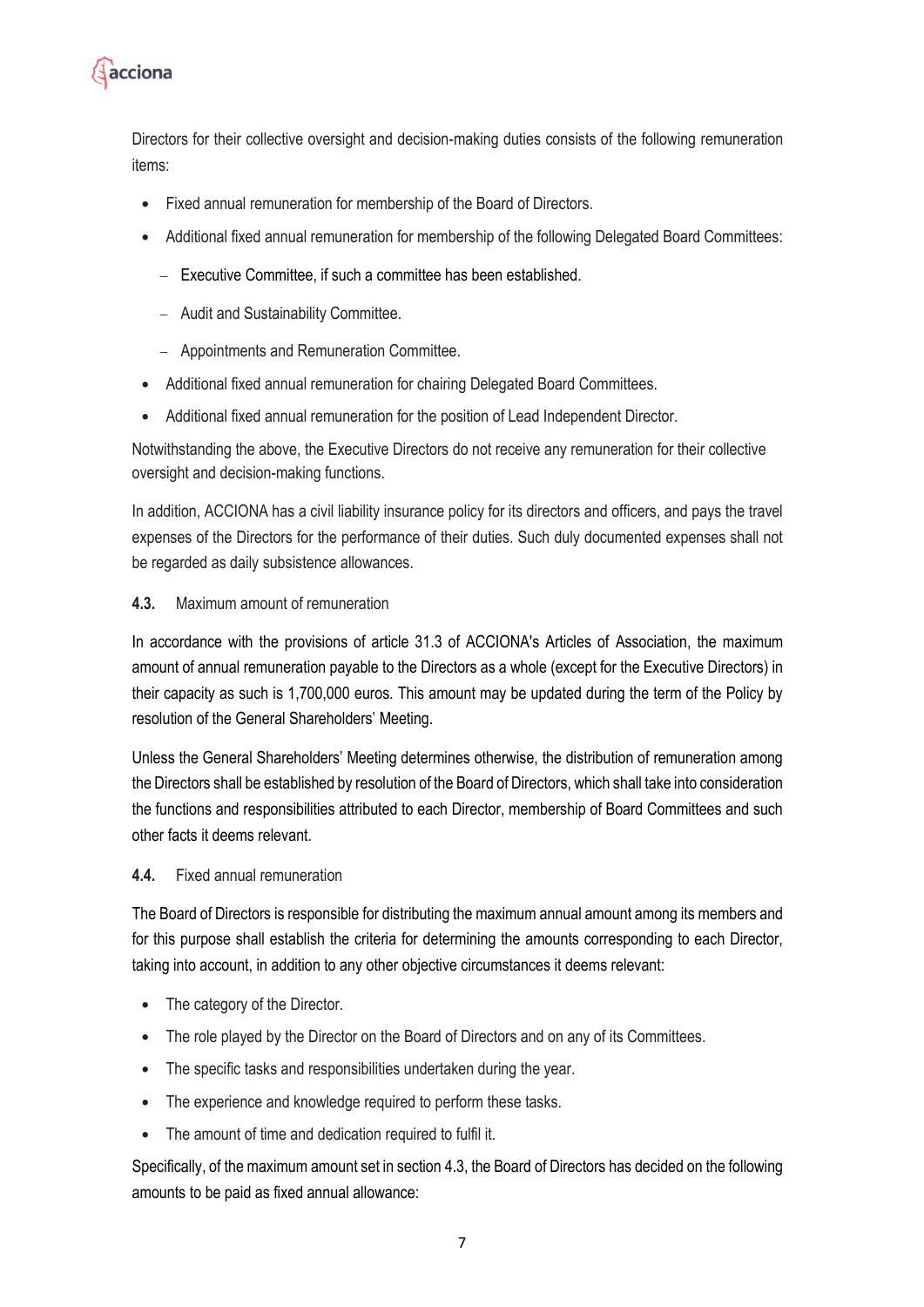Directors for their collective oversight and decision-making duties consists of the following remuneration items:

- Fixed annual remuneration for membership of the Board of Directors.
- Additional fixed annual remuneration for membership of the following Delegated Board Committees:
  - Executive Committee, if such a committee has been established.
  - Audit and Sustainability Committee.
  - Appointments and Remuneration Committee.
- Additional fixed annual remuneration for chairing Delegated Board Committees.
- Additional fixed annual remuneration for the position of Lead Independent Director.

Notwithstanding the above, the Executive Directors do not receive any remuneration for their collective oversight and decision-making functions.

In addition, ACCIONA has a civil liability insurance policy for its directors and officers, and pays the travel expenses of the Directors for the performance of their duties. Such duly documented expenses shall not be regarded as daily subsistence allowances.

### 4.3. Maximum amount of remuneration

In accordance with the provisions of article 31.3 of ACCIONA's Articles of Association, the maximum amount of annual remuneration payable to the Directors as a whole (except for the Executive Directors) in their capacity as such is 1,700,000 euros. This amount may be updated during the term of the Policy by resolution of the General Shareholders' Meeting.

Unless the General Shareholders' Meeting determines otherwise, the distribution of remuneration among the Directors shall be established by resolution of the Board of Directors, which shall take into consideration the functions and responsibilities attributed to each Director, membership of Board Committees and such other facts it deems relevant.

### 4.4. Fixed annual remuneration

The Board of Directors is responsible for distributing the maximum annual amount among its members and for this purpose shall establish the criteria for determining the amounts corresponding to each Director, taking into account, in addition to any other objective circumstances it deems relevant:

- The category of the Director.
- The role played by the Director on the Board of Directors and on any of its Committees.
- The specific tasks and responsibilities undertaken during the year.
- The experience and knowledge required to perform these tasks.
- The amount of time and dedication required to fulfil it.

Specifically, of the maximum amount set in section 4.3, the Board of Directors has decided on the following amounts to be paid as fixed annual allowance: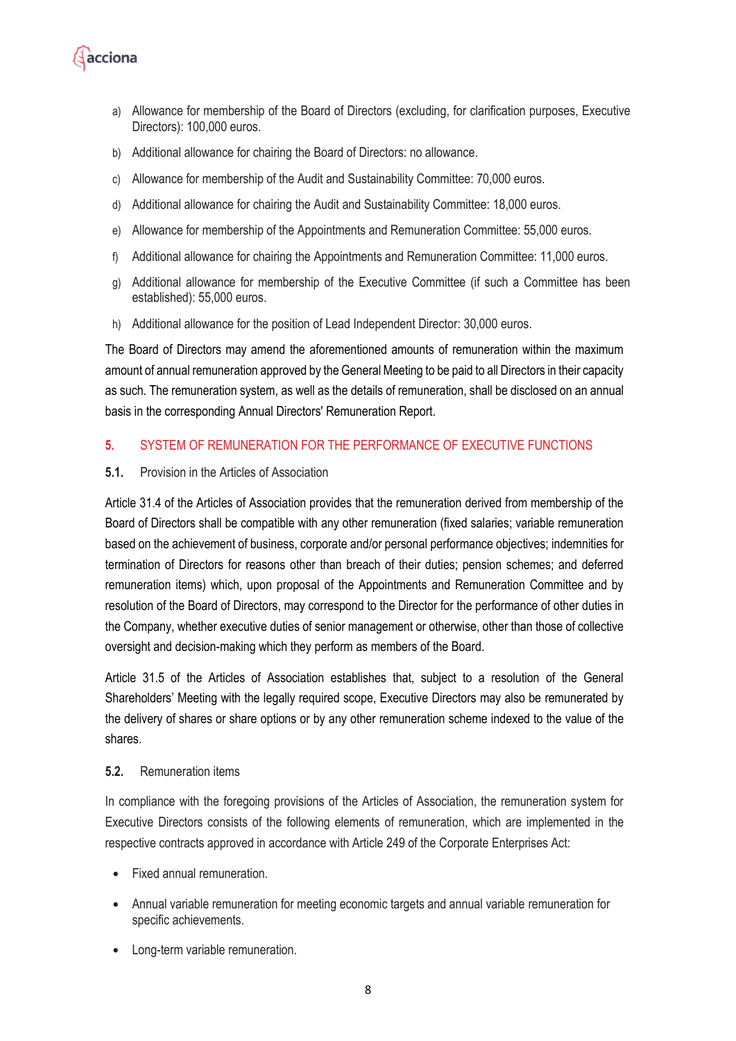a) Allowance for membership of the Board of Directors (excluding, for clarification purposes, Executive Directors): 100,000 euros.

b) Additional allowance for chairing the Board of Directors: no allowance.

c) Allowance for membership of the Audit and Sustainability Committee: 70,000 euros.

d) Additional allowance for chairing the Audit and Sustainability Committee: 18,000 euros.

e) Allowance for membership of the Appointments and Remuneration Committee: 55,000 euros.

f) Additional allowance for chairing the Appointments and Remuneration Committee: 11,000 euros.

g) Additional allowance for membership of the Executive Committee (if such a Committee has been established): 55,000 euros.

h) Additional allowance for the position of Lead Independent Director: 30,000 euros.

The Board of Directors may amend the aforementioned amounts of remuneration within the maximum amount of annual remuneration approved by the General Meeting to be paid to all Directors in their capacity as such. The remuneration system, as well as the details of remuneration, shall be disclosed on an annual basis in the corresponding Annual Directors' Remuneration Report.

## 5. SYSTEM OF REMUNERATION FOR THE PERFORMANCE OF EXECUTIVE FUNCTIONS

### 5.1. Provision in the Articles of Association

Article 31.4 of the Articles of Association provides that the remuneration derived from membership of the Board of Directors shall be compatible with any other remuneration (fixed salaries; variable remuneration based on the achievement of business, corporate and/or personal performance objectives; indemnities for termination of Directors for reasons other than breach of their duties; pension schemes; and deferred remuneration items) which, upon proposal of the Appointments and Remuneration Committee and by resolution of the Board of Directors, may correspond to the Director for the performance of other duties in the Company, whether executive duties of senior management or otherwise, other than those of collective oversight and decision-making which they perform as members of the Board.

Article 31.5 of the Articles of Association establishes that, subject to a resolution of the General Shareholders' Meeting with the legally required scope, Executive Directors may also be remunerated by the delivery of shares or share options or by any other remuneration scheme indexed to the value of the shares.

### 5.2. Remuneration items

In compliance with the foregoing provisions of the Articles of Association, the remuneration system for Executive Directors consists of the following elements of remuneration, which are implemented in the respective contracts approved in accordance with Article 249 of the Corporate Enterprises Act:

- Fixed annual remuneration.
- Annual variable remuneration for meeting economic targets and annual variable remuneration for specific achievements.
- Long-term variable remuneration.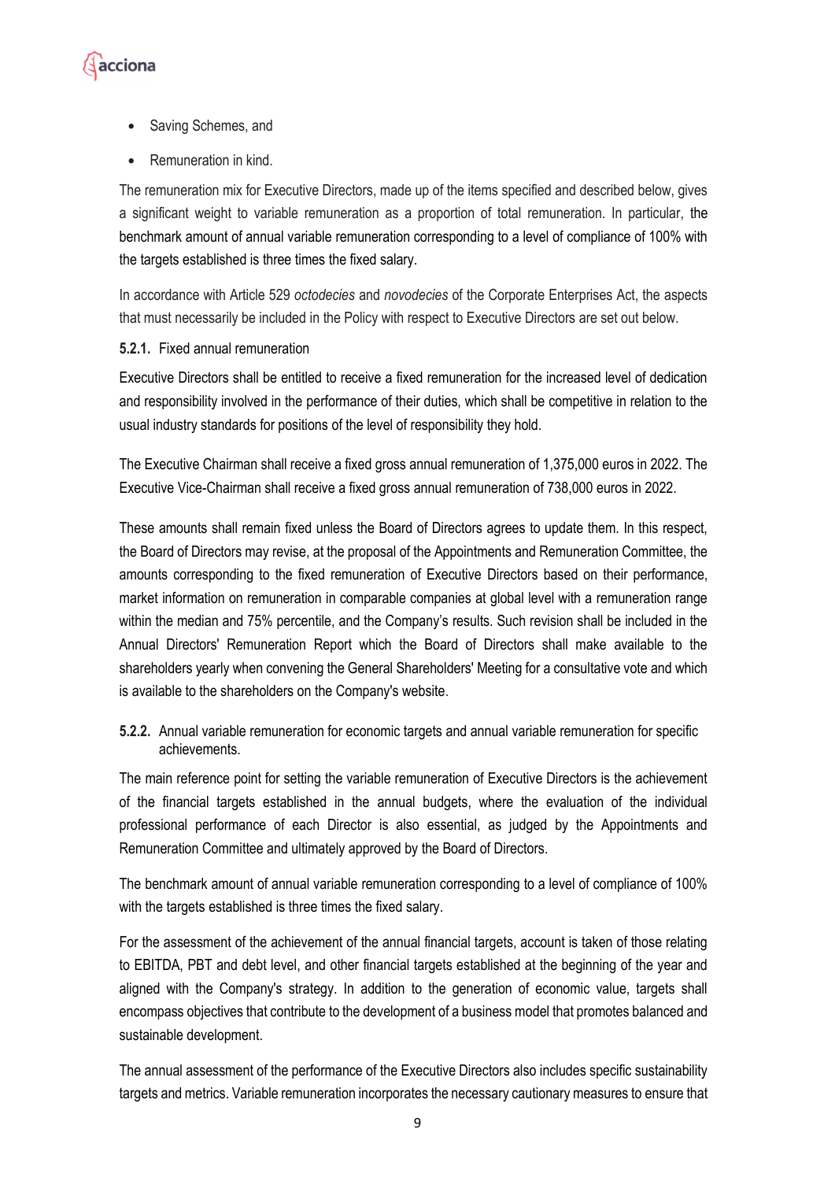- Saving Schemes, and
- Remuneration in kind.

The remuneration mix for Executive Directors, made up of the items specified and described below, gives a significant weight to variable remuneration as a proportion of total remuneration. In particular, the benchmark amount of annual variable remuneration corresponding to a level of compliance of 100% with the targets established is three times the fixed salary.

In accordance with Article 529 *octodecies* and *novodecies* of the Corporate Enterprises Act, the aspects that must necessarily be included in the Policy with respect to Executive Directors are set out below.

### **5.2.1.** Fixed annual remuneration

Executive Directors shall be entitled to receive a fixed remuneration for the increased level of dedication and responsibility involved in the performance of their duties, which shall be competitive in relation to the usual industry standards for positions of the level of responsibility they hold.

The Executive Chairman shall receive a fixed gross annual remuneration of 1,375,000 euros in 2022. The Executive Vice-Chairman shall receive a fixed gross annual remuneration of 738,000 euros in 2022.

These amounts shall remain fixed unless the Board of Directors agrees to update them. In this respect, the Board of Directors may revise, at the proposal of the Appointments and Remuneration Committee, the amounts corresponding to the fixed remuneration of Executive Directors based on their performance, market information on remuneration in comparable companies at global level with a remuneration range within the median and 75% percentile, and the Company's results. Such revision shall be included in the Annual Directors' Remuneration Report which the Board of Directors shall make available to the shareholders yearly when convening the General Shareholders' Meeting for a consultative vote and which is available to the shareholders on the Company's website.

### **5.2.2.** Annual variable remuneration for economic targets and annual variable remuneration for specific achievements.

The main reference point for setting the variable remuneration of Executive Directors is the achievement of the financial targets established in the annual budgets, where the evaluation of the individual professional performance of each Director is also essential, as judged by the Appointments and Remuneration Committee and ultimately approved by the Board of Directors.

The benchmark amount of annual variable remuneration corresponding to a level of compliance of 100% with the targets established is three times the fixed salary.

For the assessment of the achievement of the annual financial targets, account is taken of those relating to EBITDA, PBT and debt level, and other financial targets established at the beginning of the year and aligned with the Company's strategy. In addition to the generation of economic value, targets shall encompass objectives that contribute to the development of a business model that promotes balanced and sustainable development.

The annual assessment of the performance of the Executive Directors also includes specific sustainability targets and metrics. Variable remuneration incorporates the necessary cautionary measures to ensure that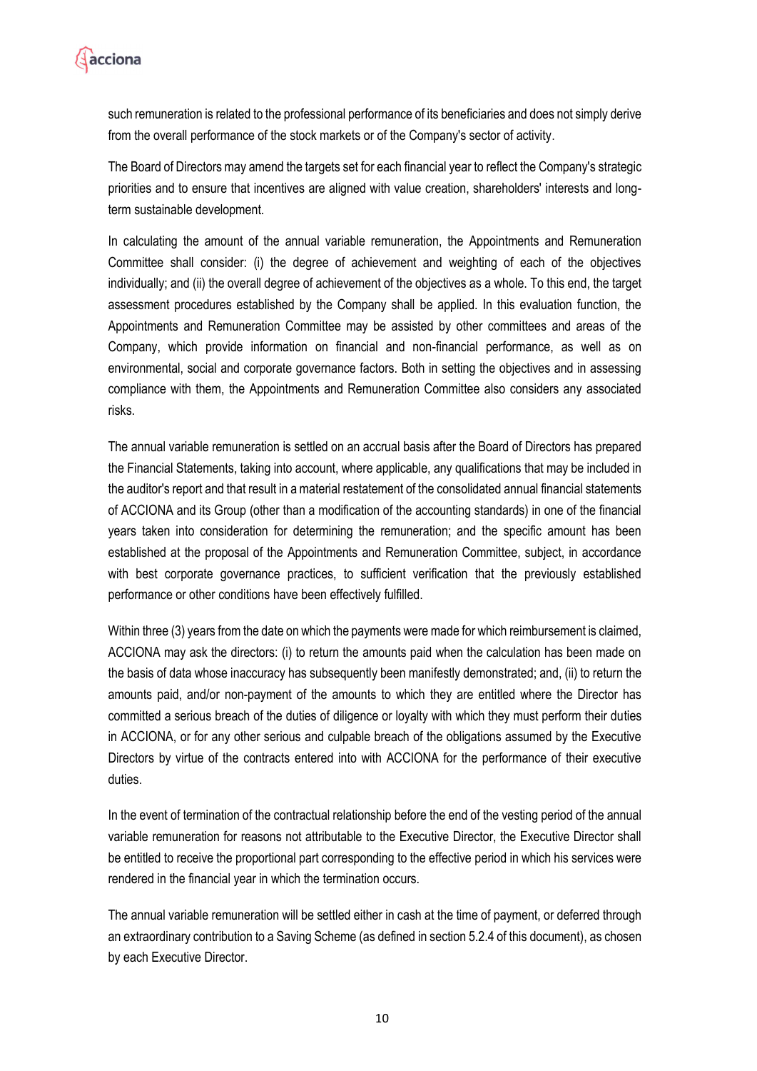such remuneration is related to the professional performance of its beneficiaries and does not simply derive from the overall performance of the stock markets or of the Company's sector of activity.

The Board of Directors may amend the targets set for each financial year to reflect the Company's strategic priorities and to ensure that incentives are aligned with value creation, shareholders' interests and long-term sustainable development.

In calculating the amount of the annual variable remuneration, the Appointments and Remuneration Committee shall consider: (i) the degree of achievement and weighting of each of the objectives individually; and (ii) the overall degree of achievement of the objectives as a whole. To this end, the target assessment procedures established by the Company shall be applied. In this evaluation function, the Appointments and Remuneration Committee may be assisted by other committees and areas of the Company, which provide information on financial and non-financial performance, as well as on environmental, social and corporate governance factors. Both in setting the objectives and in assessing compliance with them, the Appointments and Remuneration Committee also considers any associated risks.

The annual variable remuneration is settled on an accrual basis after the Board of Directors has prepared the Financial Statements, taking into account, where applicable, any qualifications that may be included in the auditor's report and that result in a material restatement of the consolidated annual financial statements of ACCIONA and its Group (other than a modification of the accounting standards) in one of the financial years taken into consideration for determining the remuneration; and the specific amount has been established at the proposal of the Appointments and Remuneration Committee, subject, in accordance with best corporate governance practices, to sufficient verification that the previously established performance or other conditions have been effectively fulfilled.

Within three (3) years from the date on which the payments were made for which reimbursement is claimed, ACCIONA may ask the directors: (i) to return the amounts paid when the calculation has been made on the basis of data whose inaccuracy has subsequently been manifestly demonstrated; and, (ii) to return the amounts paid, and/or non-payment of the amounts to which they are entitled where the Director has committed a serious breach of the duties of diligence or loyalty with which they must perform their duties in ACCIONA, or for any other serious and culpable breach of the obligations assumed by the Executive Directors by virtue of the contracts entered into with ACCIONA for the performance of their executive duties.

In the event of termination of the contractual relationship before the end of the vesting period of the annual variable remuneration for reasons not attributable to the Executive Director, the Executive Director shall be entitled to receive the proportional part corresponding to the effective period in which his services were rendered in the financial year in which the termination occurs.

The annual variable remuneration will be settled either in cash at the time of payment, or deferred through an extraordinary contribution to a Saving Scheme (as defined in section 5.2.4 of this document), as chosen by each Executive Director.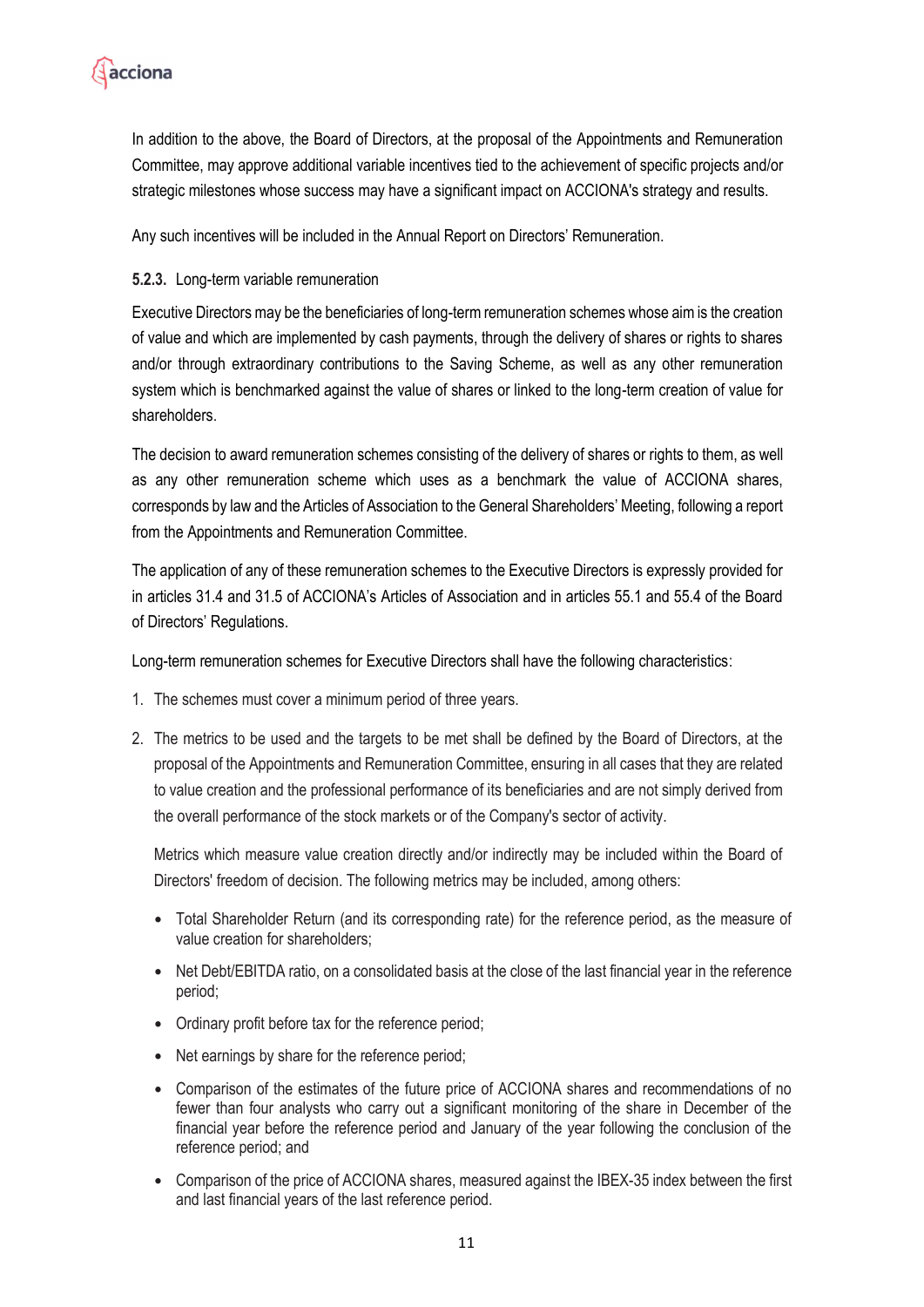In addition to the above, the Board of Directors, at the proposal of the Appointments and Remuneration Committee, may approve additional variable incentives tied to the achievement of specific projects and/or strategic milestones whose success may have a significant impact on ACCIONA's strategy and results.

Any such incentives will be included in the Annual Report on Directors' Remuneration.

#### **5.2.3.** Long-term variable remuneration

Executive Directors may be the beneficiaries of long-term remuneration schemes whose aim is the creation of value and which are implemented by cash payments, through the delivery of shares or rights to shares and/or through extraordinary contributions to the Saving Scheme, as well as any other remuneration system which is benchmarked against the value of shares or linked to the long-term creation of value for shareholders.

The decision to award remuneration schemes consisting of the delivery of shares or rights to them, as well as any other remuneration scheme which uses as a benchmark the value of ACCIONA shares, corresponds by law and the Articles of Association to the General Shareholders' Meeting, following a report from the Appointments and Remuneration Committee.

The application of any of these remuneration schemes to the Executive Directors is expressly provided for in articles 31.4 and 31.5 of ACCIONA's Articles of Association and in articles 55.1 and 55.4 of the Board of Directors' Regulations.

Long-term remuneration schemes for Executive Directors shall have the following characteristics:

1. The schemes must cover a minimum period of three years.
2. The metrics to be used and the targets to be met shall be defined by the Board of Directors, at the proposal of the Appointments and Remuneration Committee, ensuring in all cases that they are related to value creation and the professional performance of its beneficiaries and are not simply derived from the overall performance of the stock markets or of the Company's sector of activity.

   Metrics which measure value creation directly and/or indirectly may be included within the Board of Directors' freedom of decision. The following metrics may be included, among others:

   - Total Shareholder Return (and its corresponding rate) for the reference period, as the measure of value creation for shareholders;
   - Net Debt/EBITDA ratio, on a consolidated basis at the close of the last financial year in the reference period;
   - Ordinary profit before tax for the reference period;
   - Net earnings by share for the reference period;
   - Comparison of the estimates of the future price of ACCIONA shares and recommendations of no fewer than four analysts who carry out a significant monitoring of the share in December of the financial year before the reference period and January of the year following the conclusion of the reference period; and
   - Comparison of the price of ACCIONA shares, measured against the IBEX-35 index between the first and last financial years of the last reference period.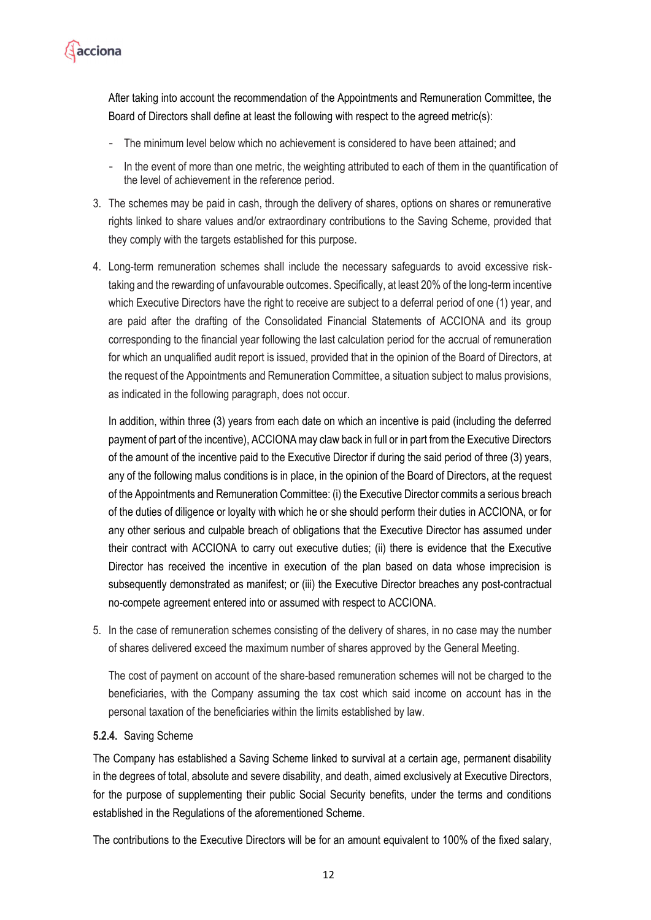After taking into account the recommendation of the Appointments and Remuneration Committee, the Board of Directors shall define at least the following with respect to the agreed metric(s):

- The minimum level below which no achievement is considered to have been attained; and
- In the event of more than one metric, the weighting attributed to each of them in the quantification of the level of achievement in the reference period.

3. The schemes may be paid in cash, through the delivery of shares, options on shares or remunerative rights linked to share values and/or extraordinary contributions to the Saving Scheme, provided that they comply with the targets established for this purpose.

4. Long-term remuneration schemes shall include the necessary safeguards to avoid excessive risk-taking and the rewarding of unfavourable outcomes. Specifically, at least 20% of the long-term incentive which Executive Directors have the right to receive are subject to a deferral period of one (1) year, and are paid after the drafting of the Consolidated Financial Statements of ACCIONA and its group corresponding to the financial year following the last calculation period for the accrual of remuneration for which an unqualified audit report is issued, provided that in the opinion of the Board of Directors, at the request of the Appointments and Remuneration Committee, a situation subject to malus provisions, as indicated in the following paragraph, does not occur.

   In addition, within three (3) years from each date on which an incentive is paid (including the deferred payment of part of the incentive), ACCIONA may claw back in full or in part from the Executive Directors of the amount of the incentive paid to the Executive Director if during the said period of three (3) years, any of the following malus conditions is in place, in the opinion of the Board of Directors, at the request of the Appointments and Remuneration Committee: (i) the Executive Director commits a serious breach of the duties of diligence or loyalty with which he or she should perform their duties in ACCIONA, or for any other serious and culpable breach of obligations that the Executive Director has assumed under their contract with ACCIONA to carry out executive duties; (ii) there is evidence that the Executive Director has received the incentive in execution of the plan based on data whose imprecision is subsequently demonstrated as manifest; or (iii) the Executive Director breaches any post-contractual no-compete agreement entered into or assumed with respect to ACCIONA.

5. In the case of remuneration schemes consisting of the delivery of shares, in no case may the number of shares delivered exceed the maximum number of shares approved by the General Meeting.

   The cost of payment on account of the share-based remuneration schemes will not be charged to the beneficiaries, with the Company assuming the tax cost which said income on account has in the personal taxation of the beneficiaries within the limits established by law.

#### **5.2.4.** Saving Scheme

The Company has established a Saving Scheme linked to survival at a certain age, permanent disability in the degrees of total, absolute and severe disability, and death, aimed exclusively at Executive Directors, for the purpose of supplementing their public Social Security benefits, under the terms and conditions established in the Regulations of the aforementioned Scheme.

The contributions to the Executive Directors will be for an amount equivalent to 100% of the fixed salary,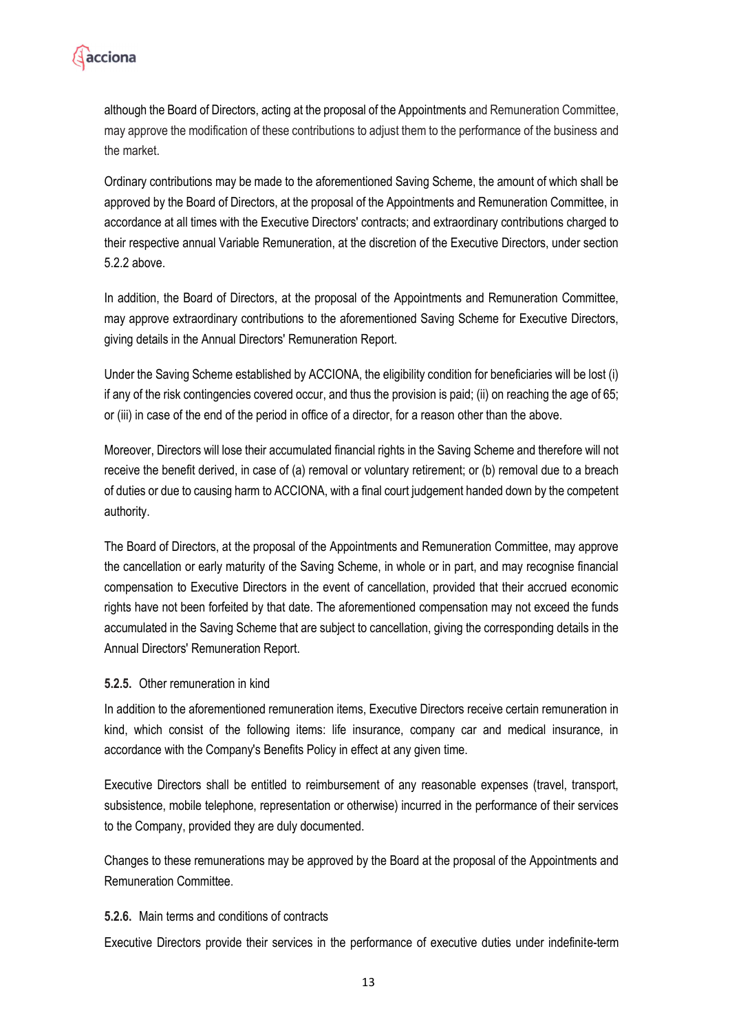although the Board of Directors, acting at the proposal of the Appointments and Remuneration Committee, may approve the modification of these contributions to adjust them to the performance of the business and the market.

Ordinary contributions may be made to the aforementioned Saving Scheme, the amount of which shall be approved by the Board of Directors, at the proposal of the Appointments and Remuneration Committee, in accordance at all times with the Executive Directors' contracts; and extraordinary contributions charged to their respective annual Variable Remuneration, at the discretion of the Executive Directors, under section 5.2.2 above.

In addition, the Board of Directors, at the proposal of the Appointments and Remuneration Committee, may approve extraordinary contributions to the aforementioned Saving Scheme for Executive Directors, giving details in the Annual Directors' Remuneration Report.

Under the Saving Scheme established by ACCIONA, the eligibility condition for beneficiaries will be lost (i) if any of the risk contingencies covered occur, and thus the provision is paid; (ii) on reaching the age of 65; or (iii) in case of the end of the period in office of a director, for a reason other than the above.

Moreover, Directors will lose their accumulated financial rights in the Saving Scheme and therefore will not receive the benefit derived, in case of (a) removal or voluntary retirement; or (b) removal due to a breach of duties or due to causing harm to ACCIONA, with a final court judgement handed down by the competent authority.

The Board of Directors, at the proposal of the Appointments and Remuneration Committee, may approve the cancellation or early maturity of the Saving Scheme, in whole or in part, and may recognise financial compensation to Executive Directors in the event of cancellation, provided that their accrued economic rights have not been forfeited by that date. The aforementioned compensation may not exceed the funds accumulated in the Saving Scheme that are subject to cancellation, giving the corresponding details in the Annual Directors' Remuneration Report.

#### **5.2.5.** Other remuneration in kind

In addition to the aforementioned remuneration items, Executive Directors receive certain remuneration in kind, which consist of the following items: life insurance, company car and medical insurance, in accordance with the Company's Benefits Policy in effect at any given time.

Executive Directors shall be entitled to reimbursement of any reasonable expenses (travel, transport, subsistence, mobile telephone, representation or otherwise) incurred in the performance of their services to the Company, provided they are duly documented.

Changes to these remunerations may be approved by the Board at the proposal of the Appointments and Remuneration Committee.

#### **5.2.6.** Main terms and conditions of contracts

Executive Directors provide their services in the performance of executive duties under indefinite-term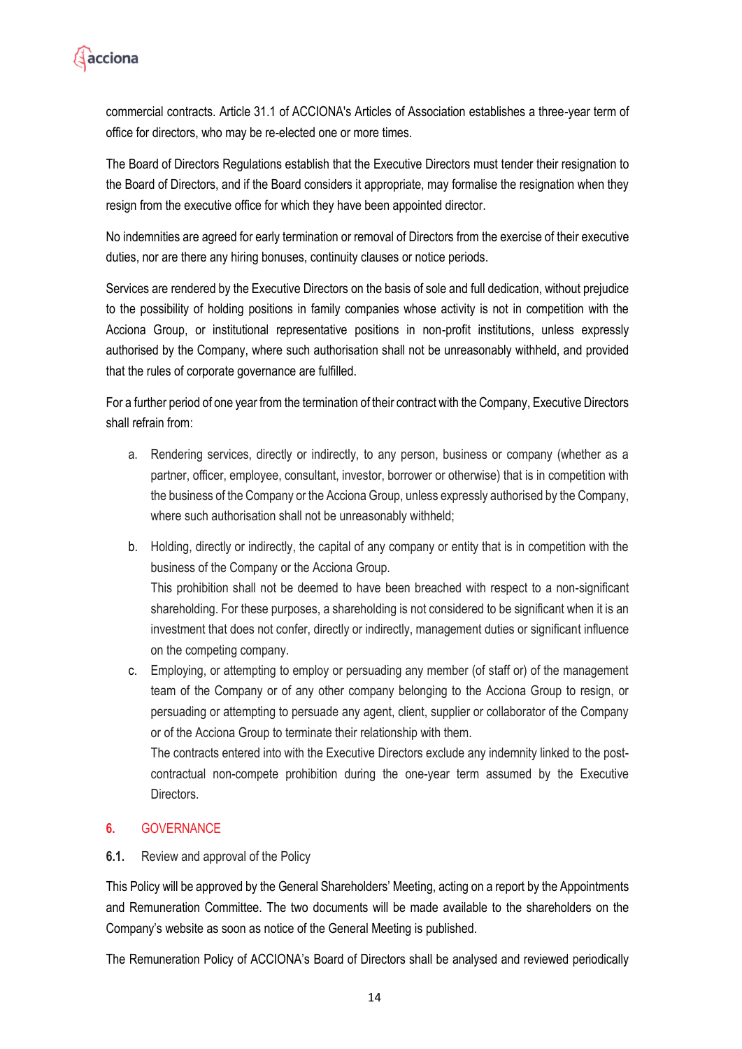commercial contracts. Article 31.1 of ACCIONA's Articles of Association establishes a three-year term of office for directors, who may be re-elected one or more times.

The Board of Directors Regulations establish that the Executive Directors must tender their resignation to the Board of Directors, and if the Board considers it appropriate, may formalise the resignation when they resign from the executive office for which they have been appointed director.

No indemnities are agreed for early termination or removal of Directors from the exercise of their executive duties, nor are there any hiring bonuses, continuity clauses or notice periods.

Services are rendered by the Executive Directors on the basis of sole and full dedication, without prejudice to the possibility of holding positions in family companies whose activity is not in competition with the Acciona Group, or institutional representative positions in non-profit institutions, unless expressly authorised by the Company, where such authorisation shall not be unreasonably withheld, and provided that the rules of corporate governance are fulfilled.

For a further period of one year from the termination of their contract with the Company, Executive Directors shall refrain from:

a. Rendering services, directly or indirectly, to any person, business or company (whether as a partner, officer, employee, consultant, investor, borrower or otherwise) that is in competition with the business of the Company or the Acciona Group, unless expressly authorised by the Company, where such authorisation shall not be unreasonably withheld;

b. Holding, directly or indirectly, the capital of any company or entity that is in competition with the business of the Company or the Acciona Group.
   This prohibition shall not be deemed to have been breached with respect to a non-significant shareholding. For these purposes, a shareholding is not considered to be significant when it is an investment that does not confer, directly or indirectly, management duties or significant influence on the competing company.

c. Employing, or attempting to employ or persuading any member (of staff or) of the management team of the Company or of any other company belonging to the Acciona Group to resign, or persuading or attempting to persuade any agent, client, supplier or collaborator of the Company or of the Acciona Group to terminate their relationship with them.
   The contracts entered into with the Executive Directors exclude any indemnity linked to the post-contractual non-compete prohibition during the one-year term assumed by the Executive Directors.

## 6. GOVERNANCE

### 6.1. Review and approval of the Policy

This Policy will be approved by the General Shareholders' Meeting, acting on a report by the Appointments and Remuneration Committee. The two documents will be made available to the shareholders on the Company's website as soon as notice of the General Meeting is published.

The Remuneration Policy of ACCIONA's Board of Directors shall be analysed and reviewed periodically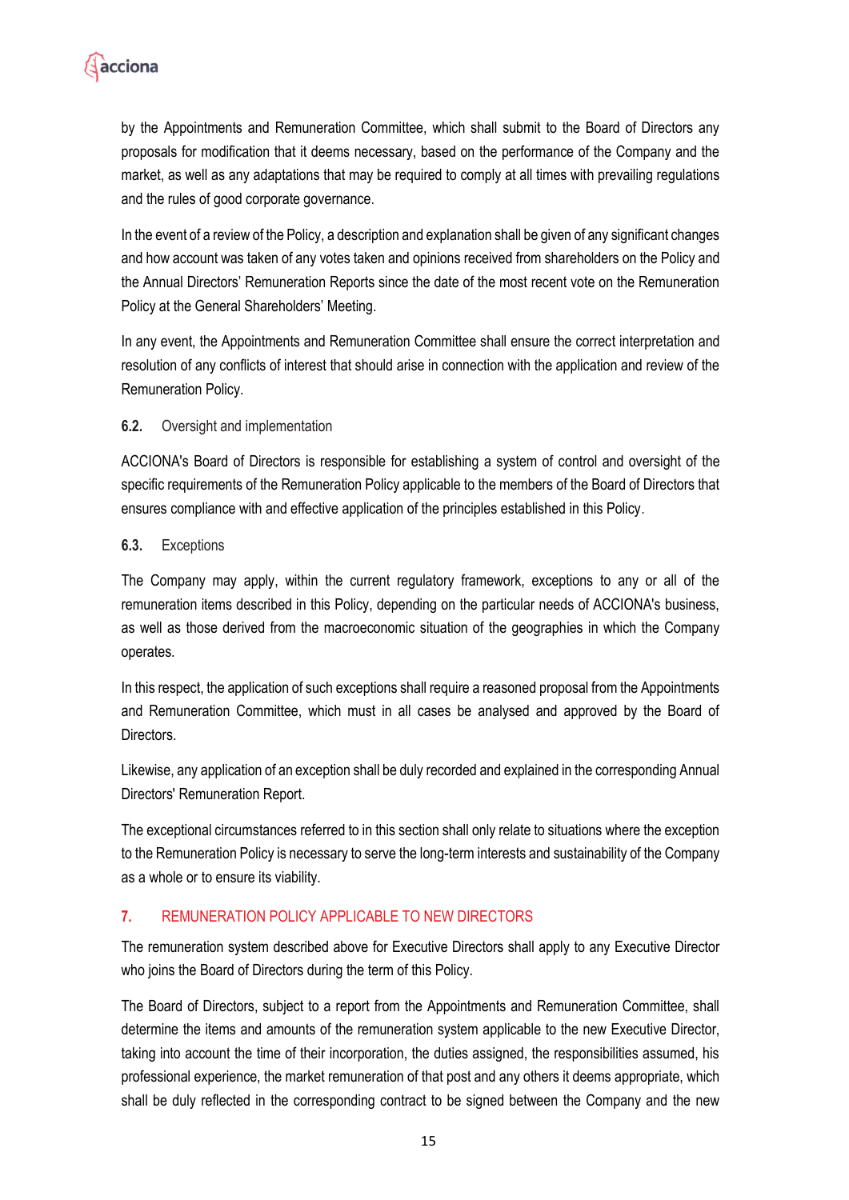by the Appointments and Remuneration Committee, which shall submit to the Board of Directors any proposals for modification that it deems necessary, based on the performance of the Company and the market, as well as any adaptations that may be required to comply at all times with prevailing regulations and the rules of good corporate governance.

In the event of a review of the Policy, a description and explanation shall be given of any significant changes and how account was taken of any votes taken and opinions received from shareholders on the Policy and the Annual Directors' Remuneration Reports since the date of the most recent vote on the Remuneration Policy at the General Shareholders' Meeting.

In any event, the Appointments and Remuneration Committee shall ensure the correct interpretation and resolution of any conflicts of interest that should arise in connection with the application and review of the Remuneration Policy.

### 6.2. Oversight and implementation

ACCIONA's Board of Directors is responsible for establishing a system of control and oversight of the specific requirements of the Remuneration Policy applicable to the members of the Board of Directors that ensures compliance with and effective application of the principles established in this Policy.

### 6.3. Exceptions

The Company may apply, within the current regulatory framework, exceptions to any or all of the remuneration items described in this Policy, depending on the particular needs of ACCIONA's business, as well as those derived from the macroeconomic situation of the geographies in which the Company operates.

In this respect, the application of such exceptions shall require a reasoned proposal from the Appointments and Remuneration Committee, which must in all cases be analysed and approved by the Board of Directors.

Likewise, any application of an exception shall be duly recorded and explained in the corresponding Annual Directors' Remuneration Report.

The exceptional circumstances referred to in this section shall only relate to situations where the exception to the Remuneration Policy is necessary to serve the long-term interests and sustainability of the Company as a whole or to ensure its viability.

## 7. REMUNERATION POLICY APPLICABLE TO NEW DIRECTORS

The remuneration system described above for Executive Directors shall apply to any Executive Director who joins the Board of Directors during the term of this Policy.

The Board of Directors, subject to a report from the Appointments and Remuneration Committee, shall determine the items and amounts of the remuneration system applicable to the new Executive Director, taking into account the time of their incorporation, the duties assigned, the responsibilities assumed, his professional experience, the market remuneration of that post and any others it deems appropriate, which shall be duly reflected in the corresponding contract to be signed between the Company and the new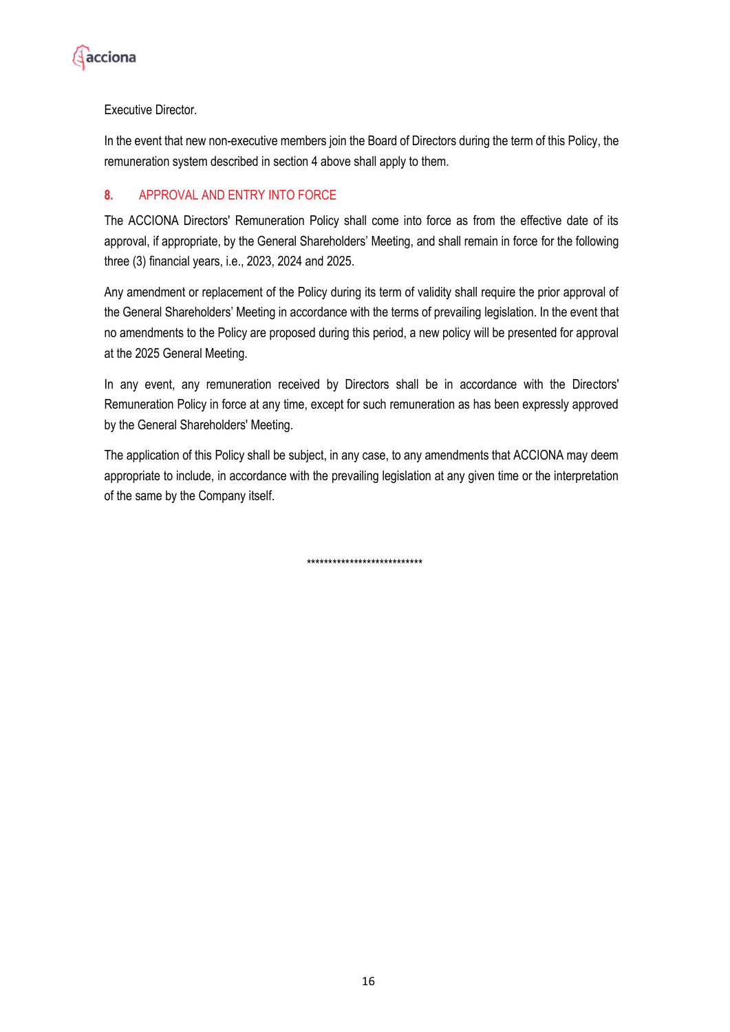Executive Director.

In the event that new non-executive members join the Board of Directors during the term of this Policy, the remuneration system described in section 4 above shall apply to them.

## 8. APPROVAL AND ENTRY INTO FORCE

The ACCIONA Directors' Remuneration Policy shall come into force as from the effective date of its approval, if appropriate, by the General Shareholders' Meeting, and shall remain in force for the following three (3) financial years, i.e., 2023, 2024 and 2025.

Any amendment or replacement of the Policy during its term of validity shall require the prior approval of the General Shareholders' Meeting in accordance with the terms of prevailing legislation. In the event that no amendments to the Policy are proposed during this period, a new policy will be presented for approval at the 2025 General Meeting.

In any event, any remuneration received by Directors shall be in accordance with the Directors' Remuneration Policy in force at any time, except for such remuneration as has been expressly approved by the General Shareholders' Meeting.

The application of this Policy shall be subject, in any case, to any amendments that ACCIONA may deem appropriate to include, in accordance with the prevailing legislation at any given time or the interpretation of the same by the Company itself.

***************************